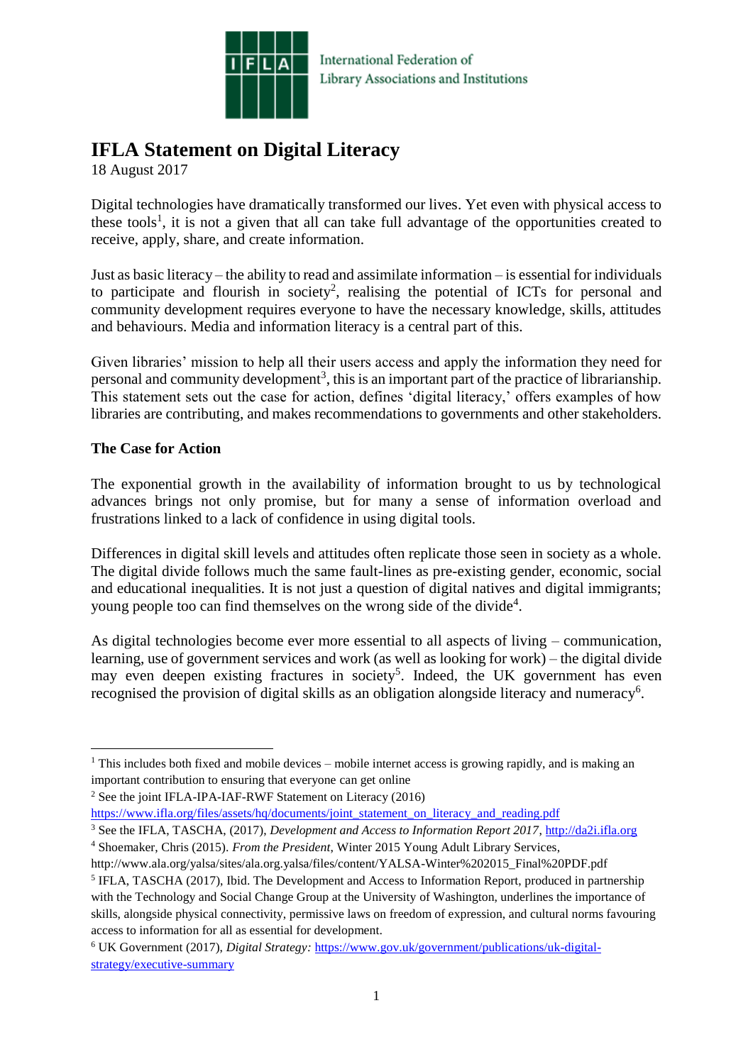International Federation of Library Associations and Institutions

# IFLA Statement on Digital Literacy

18 August 2017

Digital technologies have dramatically transformed our lives. Yet even with physical access to these tools[1], it is not a given that all can take full advantage of the opportunities created to receive, apply, share, and create information.

Just as basic literacy – the ability to read and assimilate information – is essential for individuals to participate and flourish in society[2], realising the potential of ICTs for personal and community development requires everyone to have the necessary knowledge, skills, attitudes and behaviours. Media and information literacy is a central part of this.

Given libraries' mission to help all their users access and apply the information they need for personal and community development[3], this is an important part of the practice of librarianship. This statement sets out the case for action, defines 'digital literacy,' offers examples of how libraries are contributing, and makes recommendations to governments and other stakeholders.

**The Case for Action**

The exponential growth in the availability of information brought to us by technological advances brings not only promise, but for many a sense of information overload and frustrations linked to a lack of confidence in using digital tools.

Differences in digital skill levels and attitudes often replicate those seen in society as a whole. The digital divide follows much the same fault-lines as pre-existing gender, economic, social and educational inequalities. It is not just a question of digital natives and digital immigrants; young people too can find themselves on the wrong side of the divide[4].

As digital technologies become ever more essential to all aspects of living – communication, learning, use of government services and work (as well as looking for work) – the digital divide may even deepen existing fractures in society[5]. Indeed, the UK government has even recognised the provision of digital skills as an obligation alongside literacy and numeracy[6].

---

[1] This includes both fixed and mobile devices – mobile internet access is growing rapidly, and is making an important contribution to ensuring that everyone can get online

[2] See the joint IFLA-IPA-IAF-RWF Statement on Literacy (2016) https://www.ifla.org/files/assets/hq/documents/joint_statement_on_literacy_and_reading.pdf

[3] See the IFLA, TASCHA, (2017), *Development and Access to Information Report 2017*, http://da2i.ifla.org

[4] Shoemaker, Chris (2015). *From the President*, Winter 2015 Young Adult Library Services, http://www.ala.org/yalsa/sites/ala.org.yalsa/files/content/YALSA-Winter%202015_Final%20PDF.pdf

[5] IFLA, TASCHA (2017), Ibid. The Development and Access to Information Report, produced in partnership with the Technology and Social Change Group at the University of Washington, underlines the importance of skills, alongside physical connectivity, permissive laws on freedom of expression, and cultural norms favouring access to information for all as essential for development.

[6] UK Government (2017), *Digital Strategy:* https://www.gov.uk/government/publications/uk-digital-strategy/executive-summary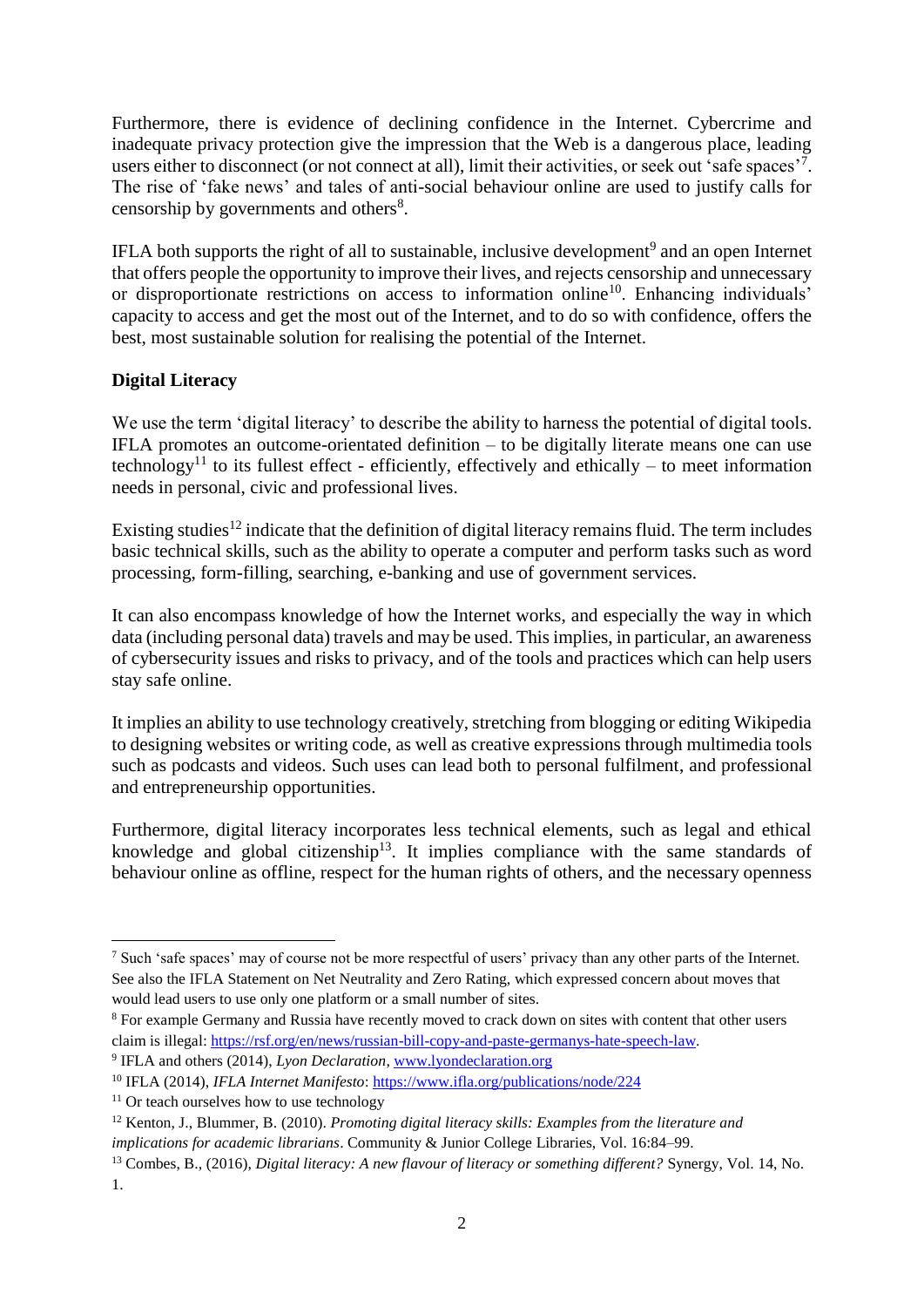Furthermore, there is evidence of declining confidence in the Internet. Cybercrime and inadequate privacy protection give the impression that the Web is a dangerous place, leading users either to disconnect (or not connect at all), limit their activities, or seek out 'safe spaces'[7]. The rise of 'fake news' and tales of anti-social behaviour online are used to justify calls for censorship by governments and others[8].

IFLA both supports the right of all to sustainable, inclusive development[9] and an open Internet that offers people the opportunity to improve their lives, and rejects censorship and unnecessary or disproportionate restrictions on access to information online[10]. Enhancing individuals' capacity to access and get the most out of the Internet, and to do so with confidence, offers the best, most sustainable solution for realising the potential of the Internet.

**Digital Literacy**

We use the term 'digital literacy' to describe the ability to harness the potential of digital tools. IFLA promotes an outcome-orientated definition – to be digitally literate means one can use technology[11] to its fullest effect - efficiently, effectively and ethically – to meet information needs in personal, civic and professional lives.

Existing studies[12] indicate that the definition of digital literacy remains fluid. The term includes basic technical skills, such as the ability to operate a computer and perform tasks such as word processing, form-filling, searching, e-banking and use of government services.

It can also encompass knowledge of how the Internet works, and especially the way in which data (including personal data) travels and may be used. This implies, in particular, an awareness of cybersecurity issues and risks to privacy, and of the tools and practices which can help users stay safe online.

It implies an ability to use technology creatively, stretching from blogging or editing Wikipedia to designing websites or writing code, as well as creative expressions through multimedia tools such as podcasts and videos. Such uses can lead both to personal fulfilment, and professional and entrepreneurship opportunities.

Furthermore, digital literacy incorporates less technical elements, such as legal and ethical knowledge and global citizenship[13]. It implies compliance with the same standards of behaviour online as offline, respect for the human rights of others, and the necessary openness

---

[7] Such 'safe spaces' may of course not be more respectful of users' privacy than any other parts of the Internet. See also the IFLA Statement on Net Neutrality and Zero Rating, which expressed concern about moves that would lead users to use only one platform or a small number of sites.

[8] For example Germany and Russia have recently moved to crack down on sites with content that other users claim is illegal: https://rsf.org/en/news/russian-bill-copy-and-paste-germanys-hate-speech-law.

[9] IFLA and others (2014), *Lyon Declaration*, www.lyondeclaration.org

[10] IFLA (2014), *IFLA Internet Manifesto*: https://www.ifla.org/publications/node/224

[11] Or teach ourselves how to use technology

[12] Kenton, J., Blummer, B. (2010). *Promoting digital literacy skills: Examples from the literature and implications for academic librarians*. Community & Junior College Libraries, Vol. 16:84–99.

[13] Combes, B., (2016), *Digital literacy: A new flavour of literacy or something different?* Synergy, Vol. 14, No. 1.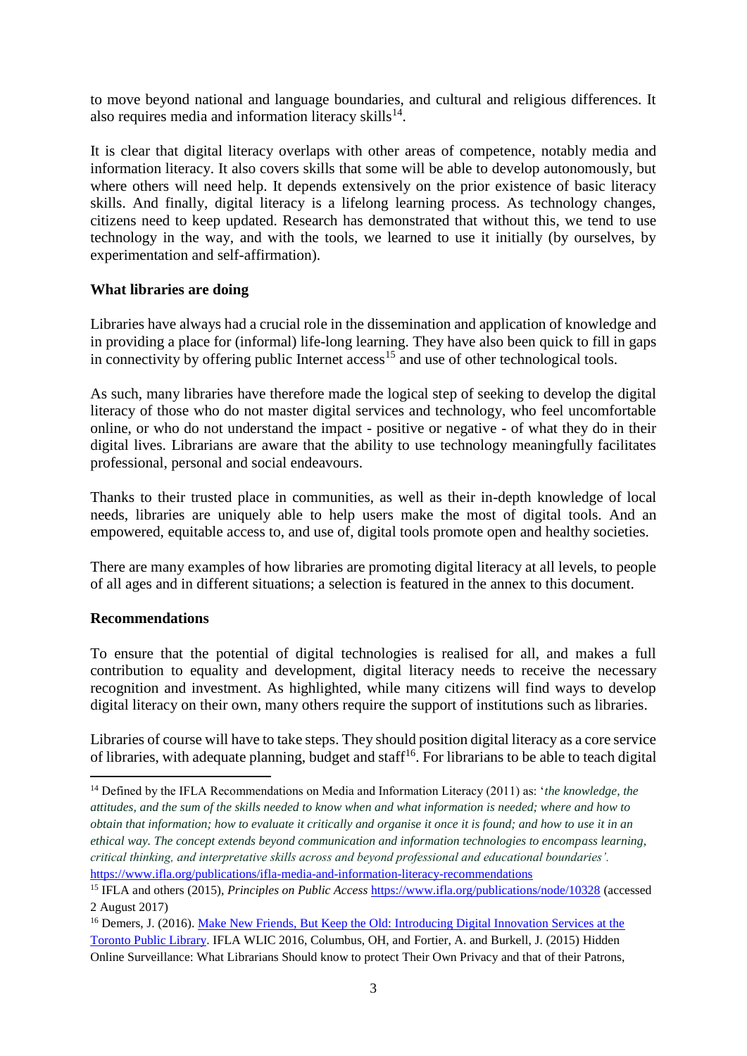to move beyond national and language boundaries, and cultural and religious differences. It also requires media and information literacy skills[14].

It is clear that digital literacy overlaps with other areas of competence, notably media and information literacy. It also covers skills that some will be able to develop autonomously, but where others will need help. It depends extensively on the prior existence of basic literacy skills. And finally, digital literacy is a lifelong learning process. As technology changes, citizens need to keep updated. Research has demonstrated that without this, we tend to use technology in the way, and with the tools, we learned to use it initially (by ourselves, by experimentation and self-affirmation).

**What libraries are doing**

Libraries have always had a crucial role in the dissemination and application of knowledge and in providing a place for (informal) life-long learning. They have also been quick to fill in gaps in connectivity by offering public Internet access[15] and use of other technological tools.

As such, many libraries have therefore made the logical step of seeking to develop the digital literacy of those who do not master digital services and technology, who feel uncomfortable online, or who do not understand the impact - positive or negative - of what they do in their digital lives. Librarians are aware that the ability to use technology meaningfully facilitates professional, personal and social endeavours.

Thanks to their trusted place in communities, as well as their in-depth knowledge of local needs, libraries are uniquely able to help users make the most of digital tools. And an empowered, equitable access to, and use of, digital tools promote open and healthy societies.

There are many examples of how libraries are promoting digital literacy at all levels, to people of all ages and in different situations; a selection is featured in the annex to this document.

**Recommendations**

To ensure that the potential of digital technologies is realised for all, and makes a full contribution to equality and development, digital literacy needs to receive the necessary recognition and investment. As highlighted, while many citizens will find ways to develop digital literacy on their own, many others require the support of institutions such as libraries.

Libraries of course will have to take steps. They should position digital literacy as a core service of libraries, with adequate planning, budget and staff[16]. For librarians to be able to teach digital

---

[14] Defined by the IFLA Recommendations on Media and Information Literacy (2011) as: '*the knowledge, the attitudes, and the sum of the skills needed to know when and what information is needed; where and how to obtain that information; how to evaluate it critically and organise it once it is found; and how to use it in an ethical way. The concept extends beyond communication and information technologies to encompass learning, critical thinking, and interpretative skills across and beyond professional and educational boundaries'.* https://www.ifla.org/publications/ifla-media-and-information-literacy-recommendations

[15] IFLA and others (2015), *Principles on Public Access* https://www.ifla.org/publications/node/10328 (accessed 2 August 2017)

[16] Demers, J. (2016). Make New Friends, But Keep the Old: Introducing Digital Innovation Services at the Toronto Public Library. IFLA WLIC 2016, Columbus, OH, and Fortier, A. and Burkell, J. (2015) Hidden Online Surveillance: What Librarians Should know to protect Their Own Privacy and that of their Patrons,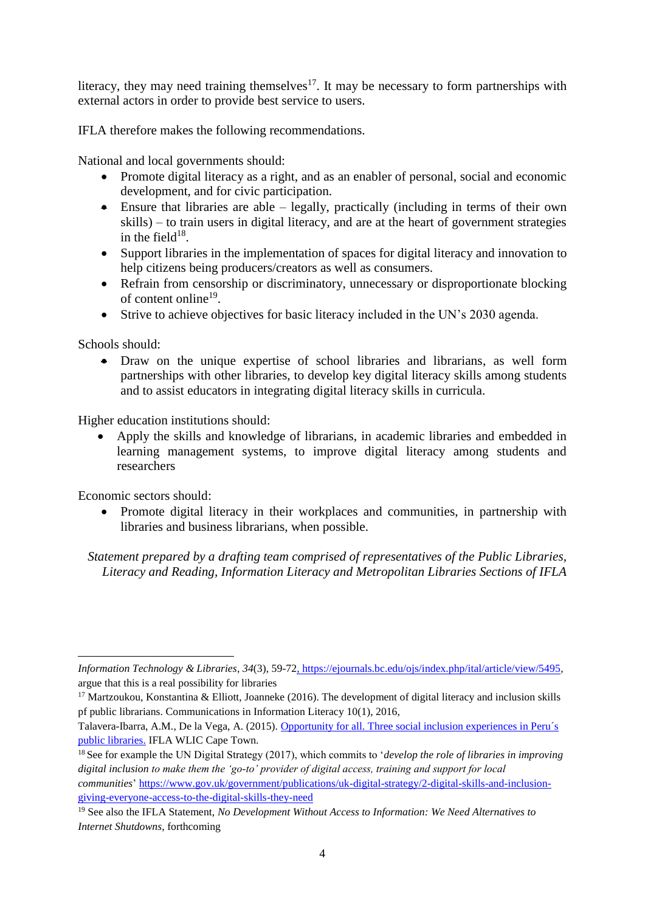literacy, they may need training themselves[17]. It may be necessary to form partnerships with external actors in order to provide best service to users.

IFLA therefore makes the following recommendations.

National and local governments should:

- Promote digital literacy as a right, and as an enabler of personal, social and economic development, and for civic participation.
- Ensure that libraries are able – legally, practically (including in terms of their own skills) – to train users in digital literacy, and are at the heart of government strategies in the field[18].
- Support libraries in the implementation of spaces for digital literacy and innovation to help citizens being producers/creators as well as consumers.
- Refrain from censorship or discriminatory, unnecessary or disproportionate blocking of content online[19].
- Strive to achieve objectives for basic literacy included in the UN's 2030 agenda.

Schools should:

- Draw on the unique expertise of school libraries and librarians, as well form partnerships with other libraries, to develop key digital literacy skills among students and to assist educators in integrating digital literacy skills in curricula.

Higher education institutions should:

- Apply the skills and knowledge of librarians, in academic libraries and embedded in learning management systems, to improve digital literacy among students and researchers

Economic sectors should:

- Promote digital literacy in their workplaces and communities, in partnership with libraries and business librarians, when possible.

*Statement prepared by a drafting team comprised of representatives of the Public Libraries, Literacy and Reading, Information Literacy and Metropolitan Libraries Sections of IFLA*

---

*Information Technology & Libraries*, *34*(3), 59-72, https://ejournals.bc.edu/ojs/index.php/ital/article/view/5495, argue that this is a real possibility for libraries

[17] Martzoukou, Konstantina & Elliott, Joanneke (2016). The development of digital literacy and inclusion skills pf public librarians. Communications in Information Literacy 10(1), 2016,
Talavera-Ibarra, A.M., De la Vega, A. (2015). Opportunity for all. Three social inclusion experiences in Peru´s public libraries. IFLA WLIC Cape Town.

[18] See for example the UN Digital Strategy (2017), which commits to '*develop the role of libraries in improving digital inclusion to make them the 'go-to' provider of digital access, training and support for local communities*' https://www.gov.uk/government/publications/uk-digital-strategy/2-digital-skills-and-inclusion-giving-everyone-access-to-the-digital-skills-they-need

[19] See also the IFLA Statement, *No Development Without Access to Information: We Need Alternatives to Internet Shutdowns*, forthcoming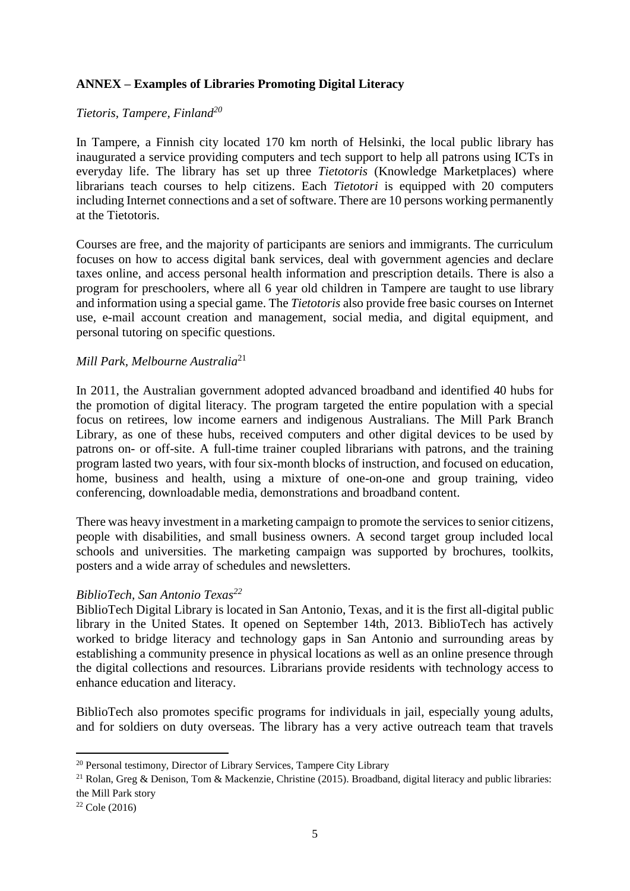**ANNEX – Examples of Libraries Promoting Digital Literacy**

*Tietoris, Tampere, Finland*[20]

In Tampere, a Finnish city located 170 km north of Helsinki, the local public library has inaugurated a service providing computers and tech support to help all patrons using ICTs in everyday life. The library has set up three *Tietotoris* (Knowledge Marketplaces) where librarians teach courses to help citizens. Each *Tietotori* is equipped with 20 computers including Internet connections and a set of software. There are 10 persons working permanently at the Tietotoris.

Courses are free, and the majority of participants are seniors and immigrants. The curriculum focuses on how to access digital bank services, deal with government agencies and declare taxes online, and access personal health information and prescription details. There is also a program for preschoolers, where all 6 year old children in Tampere are taught to use library and information using a special game. The *Tietotoris* also provide free basic courses on Internet use, e-mail account creation and management, social media, and digital equipment, and personal tutoring on specific questions.

*Mill Park, Melbourne Australia*[21]

In 2011, the Australian government adopted advanced broadband and identified 40 hubs for the promotion of digital literacy. The program targeted the entire population with a special focus on retirees, low income earners and indigenous Australians. The Mill Park Branch Library, as one of these hubs, received computers and other digital devices to be used by patrons on- or off-site. A full-time trainer coupled librarians with patrons, and the training program lasted two years, with four six-month blocks of instruction, and focused on education, home, business and health, using a mixture of one-on-one and group training, video conferencing, downloadable media, demonstrations and broadband content.

There was heavy investment in a marketing campaign to promote the services to senior citizens, people with disabilities, and small business owners. A second target group included local schools and universities. The marketing campaign was supported by brochures, toolkits, posters and a wide array of schedules and newsletters.

*BiblioTech, San Antonio Texas*[22]

BiblioTech Digital Library is located in San Antonio, Texas, and it is the first all-digital public library in the United States. It opened on September 14th, 2013. BiblioTech has actively worked to bridge literacy and technology gaps in San Antonio and surrounding areas by establishing a community presence in physical locations as well as an online presence through the digital collections and resources. Librarians provide residents with technology access to enhance education and literacy.

BiblioTech also promotes specific programs for individuals in jail, especially young adults, and for soldiers on duty overseas. The library has a very active outreach team that travels

---

[20] Personal testimony, Director of Library Services, Tampere City Library

[21] Rolan, Greg & Denison, Tom & Mackenzie, Christine (2015). Broadband, digital literacy and public libraries: the Mill Park story

[22] Cole (2016)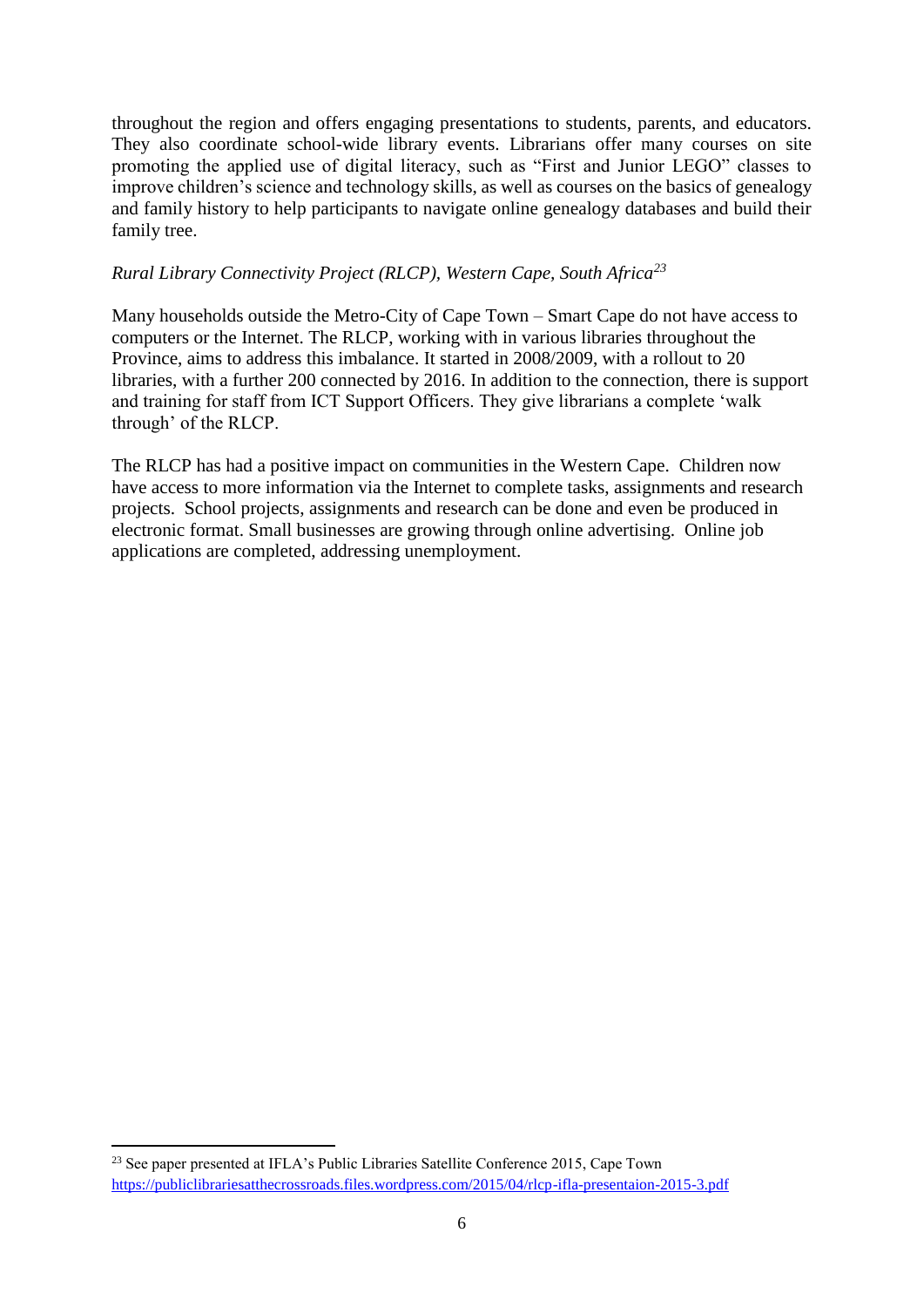throughout the region and offers engaging presentations to students, parents, and educators. They also coordinate school-wide library events. Librarians offer many courses on site promoting the applied use of digital literacy, such as "First and Junior LEGO" classes to improve children's science and technology skills, as well as courses on the basics of genealogy and family history to help participants to navigate online genealogy databases and build their family tree.

*Rural Library Connectivity Project (RLCP), Western Cape, South Africa*[23]

Many households outside the Metro-City of Cape Town – Smart Cape do not have access to computers or the Internet. The RLCP, working with in various libraries throughout the Province, aims to address this imbalance. It started in 2008/2009, with a rollout to 20 libraries, with a further 200 connected by 2016. In addition to the connection, there is support and training for staff from ICT Support Officers. They give librarians a complete 'walk through' of the RLCP.

The RLCP has had a positive impact on communities in the Western Cape. Children now have access to more information via the Internet to complete tasks, assignments and research projects. School projects, assignments and research can be done and even be produced in electronic format. Small businesses are growing through online advertising. Online job applications are completed, addressing unemployment.

---

[23] See paper presented at IFLA's Public Libraries Satellite Conference 2015, Cape Town https://publiclibrariesatthecrossroads.files.wordpress.com/2015/04/rlcp-ifla-presentaion-2015-3.pdf